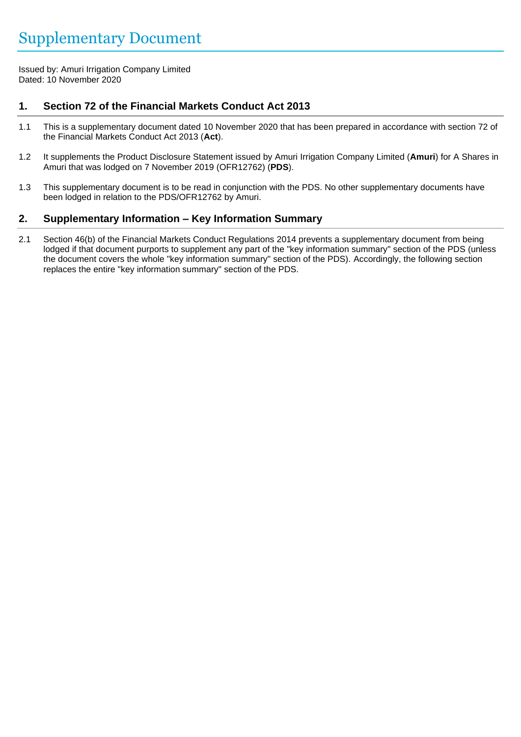# Supplementary Document

Issued by: Amuri Irrigation Company Limited
Dated: 10 November 2020

## 1. Section 72 of the Financial Markets Conduct Act 2013

1.1 This is a supplementary document dated 10 November 2020 that has been prepared in accordance with section 72 of the Financial Markets Conduct Act 2013 (**Act**).

1.2 It supplements the Product Disclosure Statement issued by Amuri Irrigation Company Limited (**Amuri**) for A Shares in Amuri that was lodged on 7 November 2019 (OFR12762) (**PDS**).

1.3 This supplementary document is to be read in conjunction with the PDS. No other supplementary documents have been lodged in relation to the PDS/OFR12762 by Amuri.

## 2. Supplementary Information – Key Information Summary

2.1 Section 46(b) of the Financial Markets Conduct Regulations 2014 prevents a supplementary document from being lodged if that document purports to supplement any part of the "key information summary" section of the PDS (unless the document covers the whole "key information summary" section of the PDS). Accordingly, the following section replaces the entire "key information summary" section of the PDS.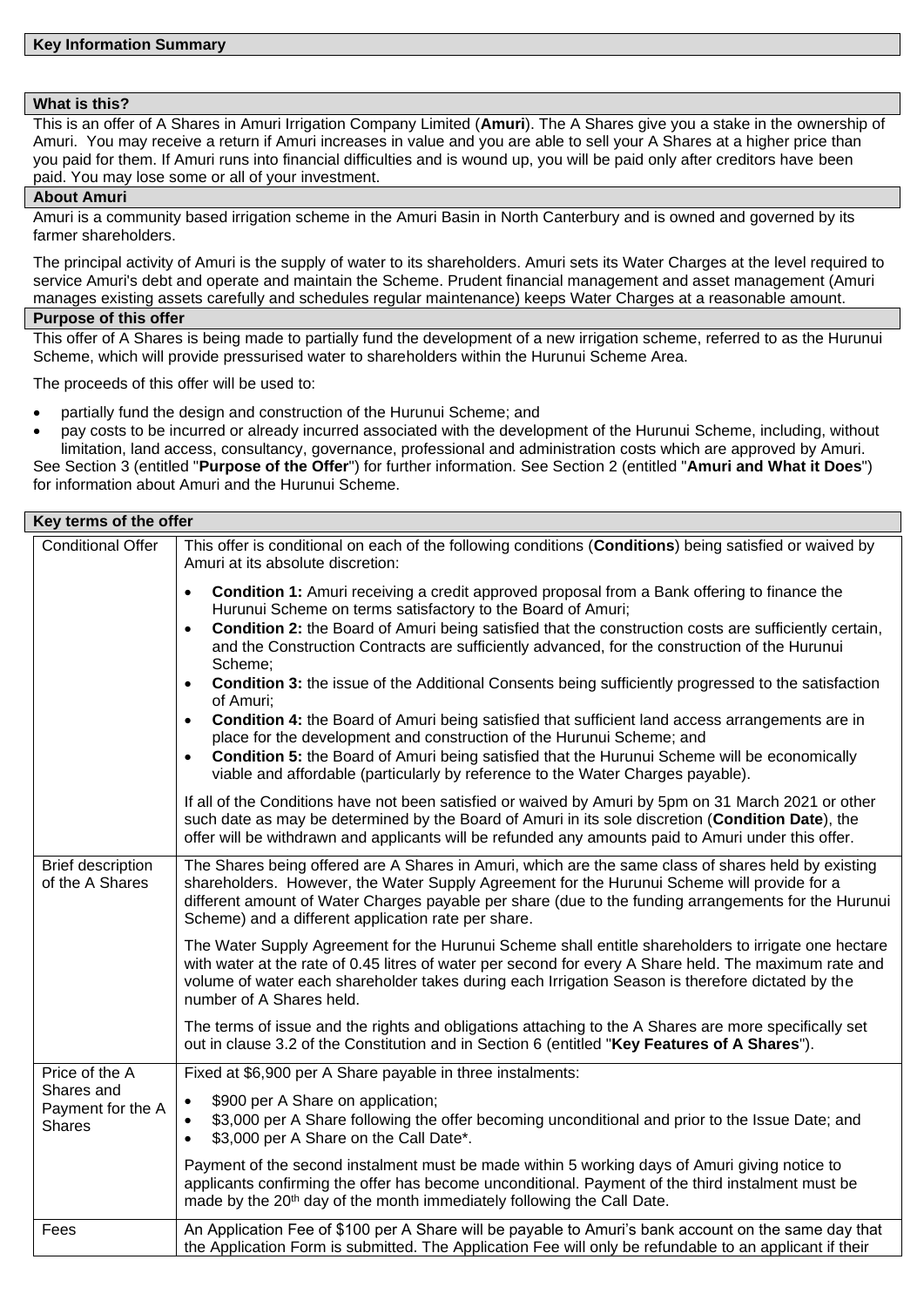## Key Information Summary

### What is this?

This is an offer of A Shares in Amuri Irrigation Company Limited (**Amuri**). The A Shares give you a stake in the ownership of Amuri. You may receive a return if Amuri increases in value and you are able to sell your A Shares at a higher price than you paid for them. If Amuri runs into financial difficulties and is wound up, you will be paid only after creditors have been paid. You may lose some or all of your investment.

### About Amuri

Amuri is a community based irrigation scheme in the Amuri Basin in North Canterbury and is owned and governed by its farmer shareholders.

The principal activity of Amuri is the supply of water to its shareholders. Amuri sets its Water Charges at the level required to service Amuri's debt and operate and maintain the Scheme. Prudent financial management and asset management (Amuri manages existing assets carefully and schedules regular maintenance) keeps Water Charges at a reasonable amount.

### Purpose of this offer

This offer of A Shares is being made to partially fund the development of a new irrigation scheme, referred to as the Hurunui Scheme, which will provide pressurised water to shareholders within the Hurunui Scheme Area.

The proceeds of this offer will be used to:

- partially fund the design and construction of the Hurunui Scheme; and
- pay costs to be incurred or already incurred associated with the development of the Hurunui Scheme, including, without limitation, land access, consultancy, governance, professional and administration costs which are approved by Amuri.

See Section 3 (entitled "**Purpose of the Offer**") for further information. See Section 2 (entitled "**Amuri and What it Does**") for information about Amuri and the Hurunui Scheme.

### Key terms of the offer

| | |
|---|---|
| Conditional Offer | This offer is conditional on each of the following conditions (**Conditions**) being satisfied or waived by Amuri at its absolute discretion:<br>• **Condition 1:** Amuri receiving a credit approved proposal from a Bank offering to finance the Hurunui Scheme on terms satisfactory to the Board of Amuri;<br>• **Condition 2:** the Board of Amuri being satisfied that the construction costs are sufficiently certain, and the Construction Contracts are sufficiently advanced, for the construction of the Hurunui Scheme;<br>• **Condition 3:** the issue of the Additional Consents being sufficiently progressed to the satisfaction of Amuri;<br>• **Condition 4:** the Board of Amuri being satisfied that sufficient land access arrangements are in place for the development and construction of the Hurunui Scheme; and<br>• **Condition 5:** the Board of Amuri being satisfied that the Hurunui Scheme will be economically viable and affordable (particularly by reference to the Water Charges payable).<br><br>If all of the Conditions have not been satisfied or waived by Amuri by 5pm on 31 March 2021 or other such date as may be determined by the Board of Amuri in its sole discretion (**Condition Date**), the offer will be withdrawn and applicants will be refunded any amounts paid to Amuri under this offer. |
| Brief description of the A Shares | The Shares being offered are A Shares in Amuri, which are the same class of shares held by existing shareholders. However, the Water Supply Agreement for the Hurunui Scheme will provide for a different amount of Water Charges payable per share (due to the funding arrangements for the Hurunui Scheme) and a different application rate per share.<br><br>The Water Supply Agreement for the Hurunui Scheme shall entitle shareholders to irrigate one hectare with water at the rate of 0.45 litres of water per second for every A Share held. The maximum rate and volume of water each shareholder takes during each Irrigation Season is therefore dictated by the number of A Shares held.<br><br>The terms of issue and the rights and obligations attaching to the A Shares are more specifically set out in clause 3.2 of the Constitution and in Section 6 (entitled "**Key Features of A Shares**"). |
| Price of the A Shares and Payment for the A Shares | Fixed at $6,900 per A Share payable in three instalments:<br>• $900 per A Share on application;<br>• $3,000 per A Share following the offer becoming unconditional and prior to the Issue Date; and<br>• $3,000 per A Share on the Call Date*.<br><br>Payment of the second instalment must be made within 5 working days of Amuri giving notice to applicants confirming the offer has become unconditional. Payment of the third instalment must be made by the 20th day of the month immediately following the Call Date. |
| Fees | An Application Fee of $100 per A Share will be payable to Amuri's bank account on the same day that the Application Form is submitted. The Application Fee will only be refundable to an applicant if their |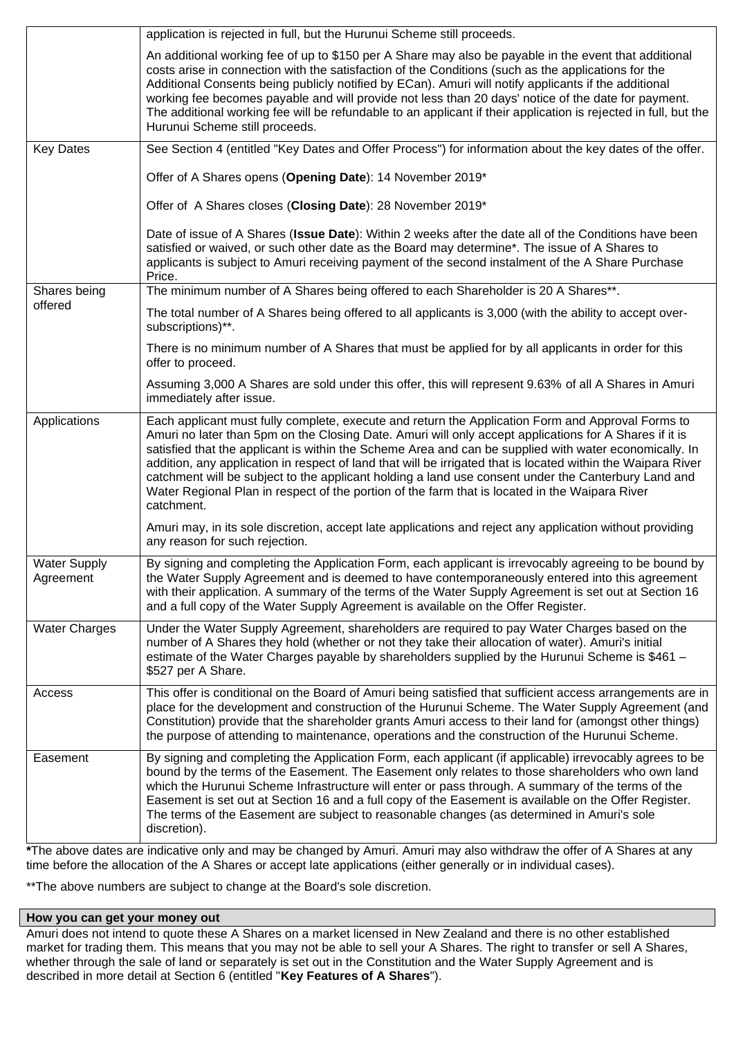| | |
|---|---|
| | application is rejected in full, but the Hurunui Scheme still proceeds.<br><br>An additional working fee of up to $150 per A Share may also be payable in the event that additional costs arise in connection with the satisfaction of the Conditions (such as the applications for the Additional Consents being publicly notified by ECan). Amuri will notify applicants if the additional working fee becomes payable and will provide not less than 20 days' notice of the date for payment. The additional working fee will be refundable to an applicant if their application is rejected in full, but the Hurunui Scheme still proceeds. |
| Key Dates | See Section 4 (entitled "Key Dates and Offer Process") for information about the key dates of the offer.<br><br>Offer of A Shares opens (**Opening Date**): 14 November 2019*<br><br>Offer of A Shares closes (**Closing Date**): 28 November 2019*<br><br>Date of issue of A Shares (**Issue Date**): Within 2 weeks after the date all of the Conditions have been satisfied or waived, or such other date as the Board may determine*. The issue of A Shares to applicants is subject to Amuri receiving payment of the second instalment of the A Share Purchase Price. |
| Shares being offered | The minimum number of A Shares being offered to each Shareholder is 20 A Shares**.<br><br>The total number of A Shares being offered to all applicants is 3,000 (with the ability to accept over-subscriptions)**.<br><br>There is no minimum number of A Shares that must be applied for by all applicants in order for this offer to proceed.<br><br>Assuming 3,000 A Shares are sold under this offer, this will represent 9.63% of all A Shares in Amuri immediately after issue. |
| Applications | Each applicant must fully complete, execute and return the Application Form and Approval Forms to Amuri no later than 5pm on the Closing Date. Amuri will only accept applications for A Shares if it is satisfied that the applicant is within the Scheme Area and can be supplied with water economically. In addition, any application in respect of land that will be irrigated that is located within the Waipara River catchment will be subject to the applicant holding a land use consent under the Canterbury Land and Water Regional Plan in respect of the portion of the farm that is located in the Waipara River catchment.<br><br>Amuri may, in its sole discretion, accept late applications and reject any application without providing any reason for such rejection. |
| Water Supply Agreement | By signing and completing the Application Form, each applicant is irrevocably agreeing to be bound by the Water Supply Agreement and is deemed to have contemporaneously entered into this agreement with their application. A summary of the terms of the Water Supply Agreement is set out at Section 16 and a full copy of the Water Supply Agreement is available on the Offer Register. |
| Water Charges | Under the Water Supply Agreement, shareholders are required to pay Water Charges based on the number of A Shares they hold (whether or not they take their allocation of water). Amuri's initial estimate of the Water Charges payable by shareholders supplied by the Hurunui Scheme is $461 – $527 per A Share. |
| Access | This offer is conditional on the Board of Amuri being satisfied that sufficient access arrangements are in place for the development and construction of the Hurunui Scheme. The Water Supply Agreement (and Constitution) provide that the shareholder grants Amuri access to their land for (amongst other things) the purpose of attending to maintenance, operations and the construction of the Hurunui Scheme. |
| Easement | By signing and completing the Application Form, each applicant (if applicable) irrevocably agrees to be bound by the terms of the Easement. The Easement only relates to those shareholders who own land which the Hurunui Scheme Infrastructure will enter or pass through. A summary of the terms of the Easement is set out at Section 16 and a full copy of the Easement is available on the Offer Register. The terms of the Easement are subject to reasonable changes (as determined in Amuri's sole discretion). |

***The above dates are indicative only and may be changed by Amuri. Amuri may also withdraw the offer of A Shares at any time before the allocation of the A Shares or accept late applications (either generally or in individual cases).

**The above numbers are subject to change at the Board's sole discretion.

## How you can get your money out

Amuri does not intend to quote these A Shares on a market licensed in New Zealand and there is no other established market for trading them. This means that you may not be able to sell your A Shares. The right to transfer or sell A Shares, whether through the sale of land or separately is set out in the Constitution and the Water Supply Agreement and is described in more detail at Section 6 (entitled "**Key Features of A Shares**").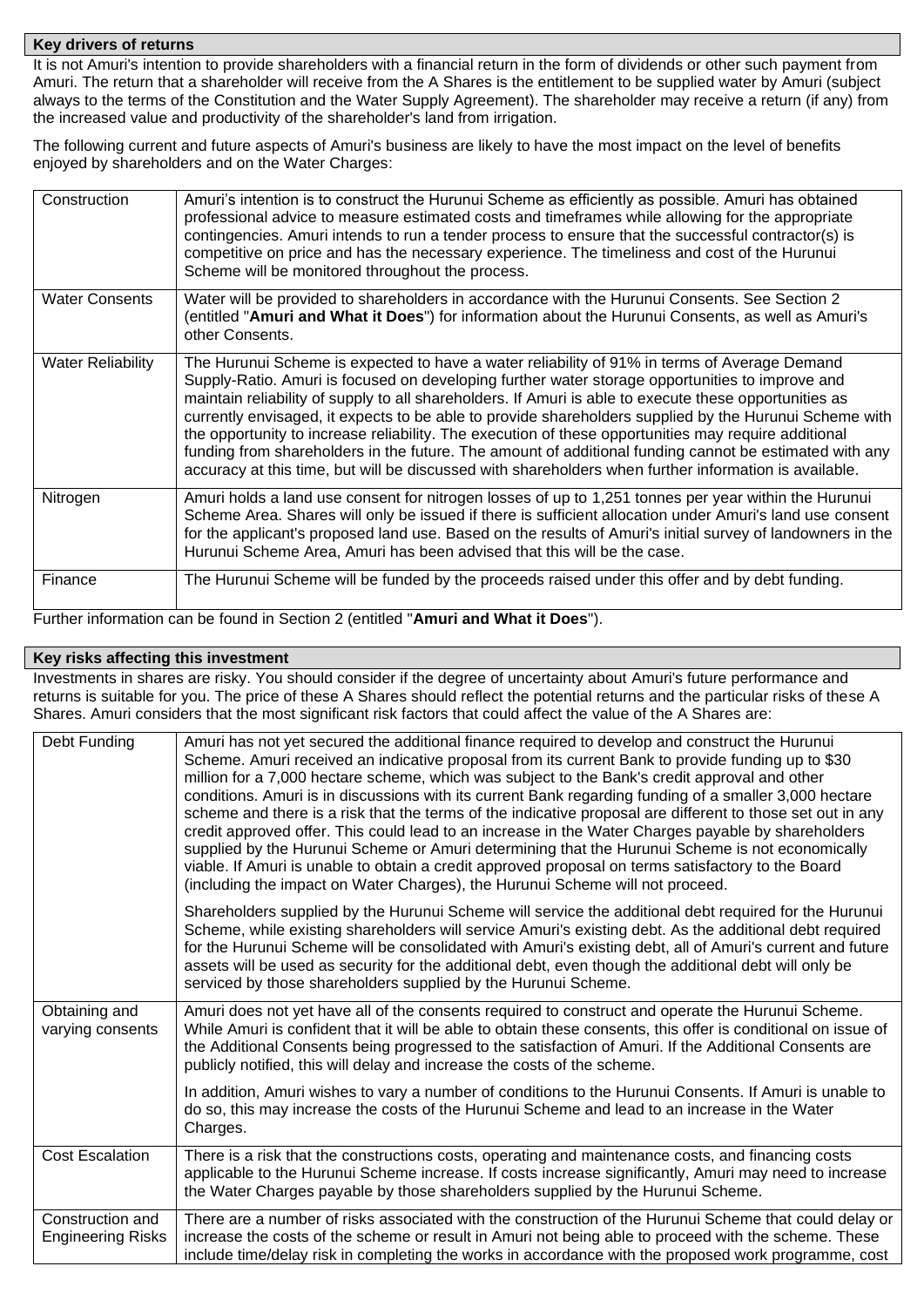## Key drivers of returns

It is not Amuri's intention to provide shareholders with a financial return in the form of dividends or other such payment from Amuri. The return that a shareholder will receive from the A Shares is the entitlement to be supplied water by Amuri (subject always to the terms of the Constitution and the Water Supply Agreement). The shareholder may receive a return (if any) from the increased value and productivity of the shareholder's land from irrigation.

The following current and future aspects of Amuri's business are likely to have the most impact on the level of benefits enjoyed by shareholders and on the Water Charges:

| | |
|---|---|
| Construction | Amuri's intention is to construct the Hurunui Scheme as efficiently as possible. Amuri has obtained professional advice to measure estimated costs and timeframes while allowing for the appropriate contingencies. Amuri intends to run a tender process to ensure that the successful contractor(s) is competitive on price and has the necessary experience. The timeliness and cost of the Hurunui Scheme will be monitored throughout the process. |
| Water Consents | Water will be provided to shareholders in accordance with the Hurunui Consents. See Section 2 (entitled "**Amuri and What it Does**") for information about the Hurunui Consents, as well as Amuri's other Consents. |
| Water Reliability | The Hurunui Scheme is expected to have a water reliability of 91% in terms of Average Demand Supply-Ratio. Amuri is focused on developing further water storage opportunities to improve and maintain reliability of supply to all shareholders. If Amuri is able to execute these opportunities as currently envisaged, it expects to be able to provide shareholders supplied by the Hurunui Scheme with the opportunity to increase reliability. The execution of these opportunities may require additional funding from shareholders in the future. The amount of additional funding cannot be estimated with any accuracy at this time, but will be discussed with shareholders when further information is available. |
| Nitrogen | Amuri holds a land use consent for nitrogen losses of up to 1,251 tonnes per year within the Hurunui Scheme Area. Shares will only be issued if there is sufficient allocation under Amuri's land use consent for the applicant's proposed land use. Based on the results of Amuri's initial survey of landowners in the Hurunui Scheme Area, Amuri has been advised that this will be the case. |
| Finance | The Hurunui Scheme will be funded by the proceeds raised under this offer and by debt funding. |

Further information can be found in Section 2 (entitled "**Amuri and What it Does**").

## Key risks affecting this investment

Investments in shares are risky. You should consider if the degree of uncertainty about Amuri's future performance and returns is suitable for you. The price of these A Shares should reflect the potential returns and the particular risks of these A Shares. Amuri considers that the most significant risk factors that could affect the value of the A Shares are:

| | |
|---|---|
| Debt Funding | Amuri has not yet secured the additional finance required to develop and construct the Hurunui Scheme. Amuri received an indicative proposal from its current Bank to provide funding up to $30 million for a 7,000 hectare scheme, which was subject to the Bank's credit approval and other conditions. Amuri is in discussions with its current Bank regarding funding of a smaller 3,000 hectare scheme and there is a risk that the terms of the indicative proposal are different to those set out in any credit approved offer. This could lead to an increase in the Water Charges payable by shareholders supplied by the Hurunui Scheme or Amuri determining that the Hurunui Scheme is not economically viable. If Amuri is unable to obtain a credit approved proposal on terms satisfactory to the Board (including the impact on Water Charges), the Hurunui Scheme will not proceed. <br><br> Shareholders supplied by the Hurunui Scheme will service the additional debt required for the Hurunui Scheme, while existing shareholders will service Amuri's existing debt. As the additional debt required for the Hurunui Scheme will be consolidated with Amuri's existing debt, all of Amuri's current and future assets will be used as security for the additional debt, even though the additional debt will only be serviced by those shareholders supplied by the Hurunui Scheme. |
| Obtaining and varying consents | Amuri does not yet have all of the consents required to construct and operate the Hurunui Scheme. While Amuri is confident that it will be able to obtain these consents, this offer is conditional on issue of the Additional Consents being progressed to the satisfaction of Amuri. If the Additional Consents are publicly notified, this will delay and increase the costs of the scheme. <br><br> In addition, Amuri wishes to vary a number of conditions to the Hurunui Consents. If Amuri is unable to do so, this may increase the costs of the Hurunui Scheme and lead to an increase in the Water Charges. |
| Cost Escalation | There is a risk that the constructions costs, operating and maintenance costs, and financing costs applicable to the Hurunui Scheme increase. If costs increase significantly, Amuri may need to increase the Water Charges payable by those shareholders supplied by the Hurunui Scheme. |
| Construction and Engineering Risks | There are a number of risks associated with the construction of the Hurunui Scheme that could delay or increase the costs of the scheme or result in Amuri not being able to proceed with the scheme. These include time/delay risk in completing the works in accordance with the proposed work programme, cost |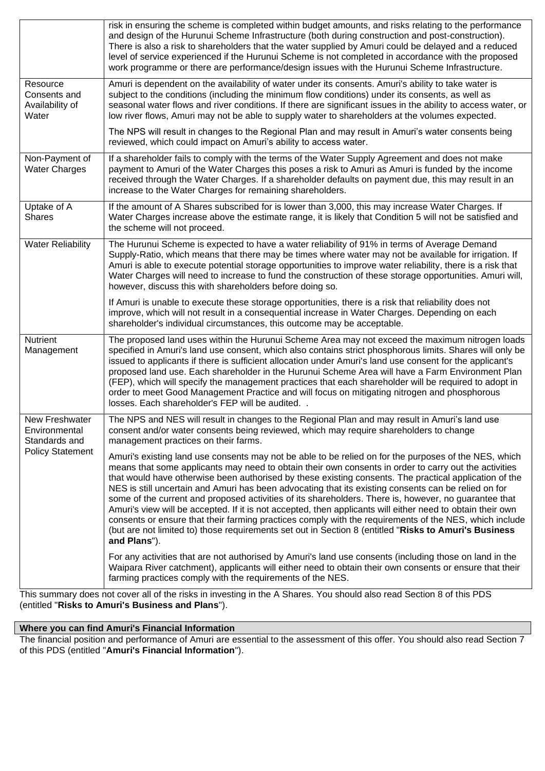| | |
|---|---|
| | risk in ensuring the scheme is completed within budget amounts, and risks relating to the performance and design of the Hurunui Scheme Infrastructure (both during construction and post-construction). There is also a risk to shareholders that the water supplied by Amuri could be delayed and a reduced level of service experienced if the Hurunui Scheme is not completed in accordance with the proposed work programme or there are performance/design issues with the Hurunui Scheme Infrastructure. |
| Resource Consents and Availability of Water | Amuri is dependent on the availability of water under its consents. Amuri's ability to take water is subject to the conditions (including the minimum flow conditions) under its consents, as well as seasonal water flows and river conditions. If there are significant issues in the ability to access water, or low river flows, Amuri may not be able to supply water to shareholders at the volumes expected.<br><br>The NPS will result in changes to the Regional Plan and may result in Amuri's water consents being reviewed, which could impact on Amuri's ability to access water. |
| Non-Payment of Water Charges | If a shareholder fails to comply with the terms of the Water Supply Agreement and does not make payment to Amuri of the Water Charges this poses a risk to Amuri as Amuri is funded by the income received through the Water Charges. If a shareholder defaults on payment due, this may result in an increase to the Water Charges for remaining shareholders. |
| Uptake of A Shares | If the amount of A Shares subscribed for is lower than 3,000, this may increase Water Charges. If Water Charges increase above the estimate range, it is likely that Condition 5 will not be satisfied and the scheme will not proceed. |
| Water Reliability | The Hurunui Scheme is expected to have a water reliability of 91% in terms of Average Demand Supply-Ratio, which means that there may be times where water may not be available for irrigation. If Amuri is able to execute potential storage opportunities to improve water reliability, there is a risk that Water Charges will need to increase to fund the construction of these storage opportunities. Amuri will, however, discuss this with shareholders before doing so.<br><br>If Amuri is unable to execute these storage opportunities, there is a risk that reliability does not improve, which will not result in a consequential increase in Water Charges. Depending on each shareholder's individual circumstances, this outcome may be acceptable. |
| Nutrient Management | The proposed land uses within the Hurunui Scheme Area may not exceed the maximum nitrogen loads specified in Amuri's land use consent, which also contains strict phosphorous limits. Shares will only be issued to applicants if there is sufficient allocation under Amuri's land use consent for the applicant's proposed land use. Each shareholder in the Hurunui Scheme Area will have a Farm Environment Plan (FEP), which will specify the management practices that each shareholder will be required to adopt in order to meet Good Management Practice and will focus on mitigating nitrogen and phosphorous losses. Each shareholder's FEP will be audited. . |
| New Freshwater Environmental Standards and Policy Statement | The NPS and NES will result in changes to the Regional Plan and may result in Amuri's land use consent and/or water consents being reviewed, which may require shareholders to change management practices on their farms.<br><br>Amuri's existing land use consents may not be able to be relied on for the purposes of the NES, which means that some applicants may need to obtain their own consents in order to carry out the activities that would have otherwise been authorised by these existing consents. The practical application of the NES is still uncertain and Amuri has been advocating that its existing consents can be relied on for some of the current and proposed activities of its shareholders. There is, however, no guarantee that Amuri's view will be accepted. If it is not accepted, then applicants will either need to obtain their own consents or ensure that their farming practices comply with the requirements of the NES, which include (but are not limited to) those requirements set out in Section 8 (entitled "**Risks to Amuri's Business and Plans**").<br><br>For any activities that are not authorised by Amuri's land use consents (including those on land in the Waipara River catchment), applicants will either need to obtain their own consents or ensure that their farming practices comply with the requirements of the NES. |

This summary does not cover all of the risks in investing in the A Shares. You should also read Section 8 of this PDS (entitled "**Risks to Amuri's Business and Plans**").

**Where you can find Amuri's Financial Information**

The financial position and performance of Amuri are essential to the assessment of this offer. You should also read Section 7 of this PDS (entitled "**Amuri's Financial Information**").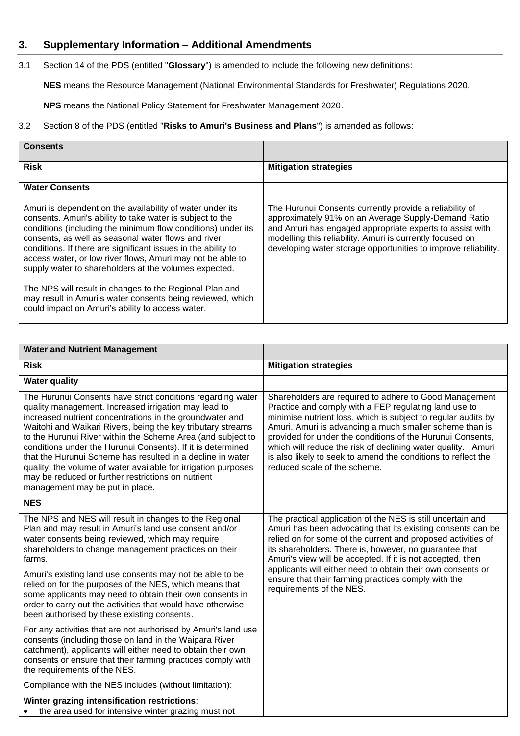## 3. Supplementary Information – Additional Amendments

3.1 Section 14 of the PDS (entitled "**Glossary**") is amended to include the following new definitions:

**NES** means the Resource Management (National Environmental Standards for Freshwater) Regulations 2020.

**NPS** means the National Policy Statement for Freshwater Management 2020.

3.2 Section 8 of the PDS (entitled "**Risks to Amuri's Business and Plans**") is amended as follows:

| **Consents** | |
|---|---|
| **Risk** | **Mitigation strategies** |
| **Water Consents** | |
| Amuri is dependent on the availability of water under its consents. Amuri's ability to take water is subject to the conditions (including the minimum flow conditions) under its consents, as well as seasonal water flows and river conditions. If there are significant issues in the ability to access water, or low river flows, Amuri may not be able to supply water to shareholders at the volumes expected.<br><br>The NPS will result in changes to the Regional Plan and may result in Amuri's water consents being reviewed, which could impact on Amuri's ability to access water. | The Hurunui Consents currently provide a reliability of approximately 91% on an Average Supply-Demand Ratio and Amuri has engaged appropriate experts to assist with modelling this reliability. Amuri is currently focused on developing water storage opportunities to improve reliability. |

| **Water and Nutrient Management** | |
|---|---|
| **Risk** | **Mitigation strategies** |
| **Water quality** | |
| The Hurunui Consents have strict conditions regarding water quality management. Increased irrigation may lead to increased nutrient concentrations in the groundwater and Waitohi and Waikari Rivers, being the key tributary streams to the Hurunui River within the Scheme Area (and subject to conditions under the Hurunui Consents). If it is determined that the Hurunui Scheme has resulted in a decline in water quality, the volume of water available for irrigation purposes may be reduced or further restrictions on nutrient management may be put in place. | Shareholders are required to adhere to Good Management Practice and comply with a FEP regulating land use to minimise nutrient loss, which is subject to regular audits by Amuri. Amuri is advancing a much smaller scheme than is provided for under the conditions of the Hurunui Consents, which will reduce the risk of declining water quality. Amuri is also likely to seek to amend the conditions to reflect the reduced scale of the scheme. |
| **NES** | |
| The NPS and NES will result in changes to the Regional Plan and may result in Amuri's land use consent and/or water consents being reviewed, which may require shareholders to change management practices on their farms.<br><br>Amuri's existing land use consents may not be able to be relied on for the purposes of the NES, which means that some applicants may need to obtain their own consents in order to carry out the activities that would have otherwise been authorised by these existing consents.<br><br>For any activities that are not authorised by Amuri's land use consents (including those on land in the Waipara River catchment), applicants will either need to obtain their own consents or ensure that their farming practices comply with the requirements of the NES.<br><br>Compliance with the NES includes (without limitation):<br><br>**Winter grazing intensification restrictions**:<br>• the area used for intensive winter grazing must not | The practical application of the NES is still uncertain and Amuri has been advocating that its existing consents can be relied on for some of the current and proposed activities of its shareholders. There is, however, no guarantee that Amuri's view will be accepted. If it is not accepted, then applicants will either need to obtain their own consents or ensure that their farming practices comply with the requirements of the NES. |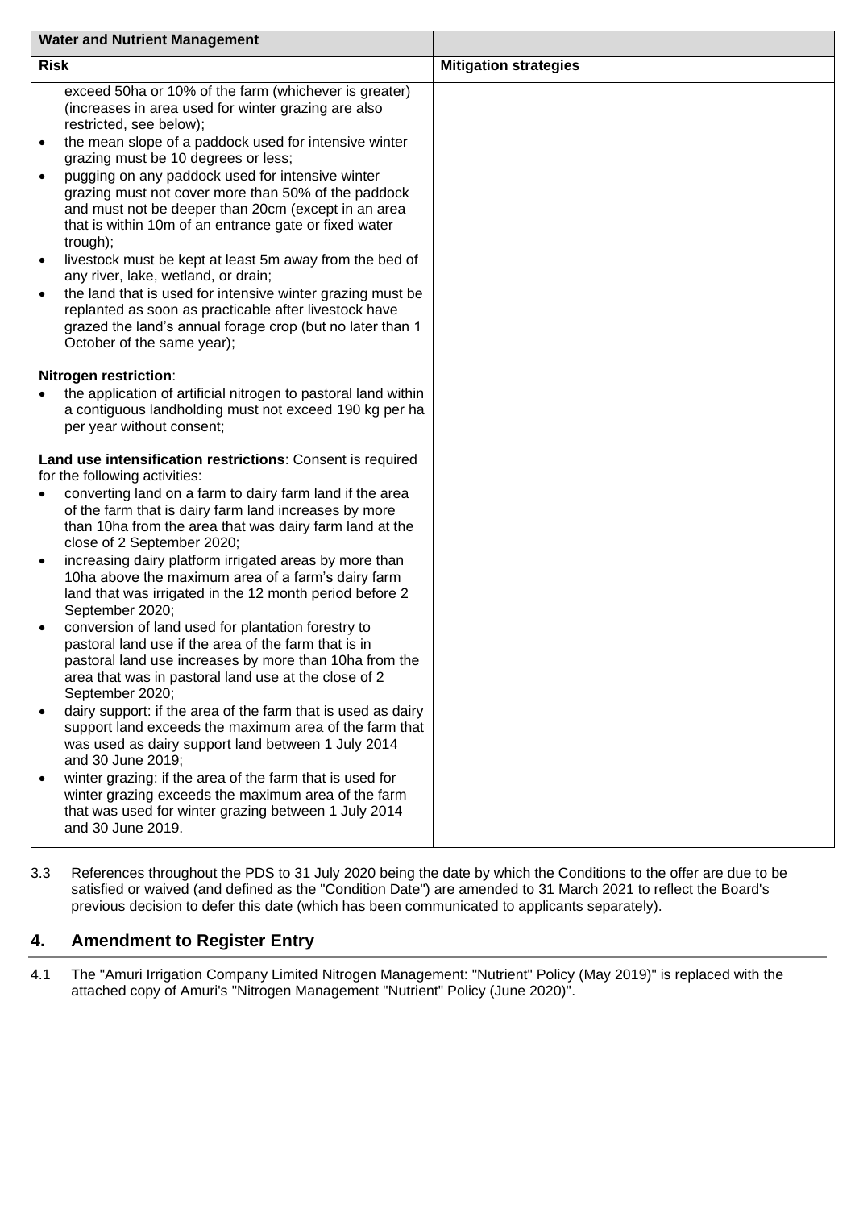| Water and Nutrient Management | |
|---|---|
| **Risk** | **Mitigation strategies** |
| exceed 50ha or 10% of the farm (whichever is greater) (increases in area used for winter grazing are also restricted, see below);<br>• the mean slope of a paddock used for intensive winter grazing must be 10 degrees or less;<br>• pugging on any paddock used for intensive winter grazing must not cover more than 50% of the paddock and must not be deeper than 20cm (except in an area that is within 10m of an entrance gate or fixed water trough);<br>• livestock must be kept at least 5m away from the bed of any river, lake, wetland, or drain;<br>• the land that is used for intensive winter grazing must be replanted as soon as practicable after livestock have grazed the land's annual forage crop (but no later than 1 October of the same year);<br><br>**Nitrogen restriction**:<br>• the application of artificial nitrogen to pastoral land within a contiguous landholding must not exceed 190 kg per ha per year without consent;<br><br>**Land use intensification restrictions**: Consent is required for the following activities:<br>• converting land on a farm to dairy farm land if the area of the farm that is dairy farm land increases by more than 10ha from the area that was dairy farm land at the close of 2 September 2020;<br>• increasing dairy platform irrigated areas by more than 10ha above the maximum area of a farm's dairy farm land that was irrigated in the 12 month period before 2 September 2020;<br>• conversion of land used for plantation forestry to pastoral land use if the area of the farm that is in pastoral land use increases by more than 10ha from the area that was in pastoral land use at the close of 2 September 2020;<br>• dairy support: if the area of the farm that is used as dairy support land exceeds the maximum area of the farm that was used as dairy support land between 1 July 2014 and 30 June 2019;<br>• winter grazing: if the area of the farm that is used for winter grazing exceeds the maximum area of the farm that was used for winter grazing between 1 July 2014 and 30 June 2019. | |

3.3 References throughout the PDS to 31 July 2020 being the date by which the Conditions to the offer are due to be satisfied or waived (and defined as the "Condition Date") are amended to 31 March 2021 to reflect the Board's previous decision to defer this date (which has been communicated to applicants separately).

## 4. Amendment to Register Entry

4.1 The "Amuri Irrigation Company Limited Nitrogen Management: "Nutrient" Policy (May 2019)" is replaced with the attached copy of Amuri's "Nitrogen Management "Nutrient" Policy (June 2020)".